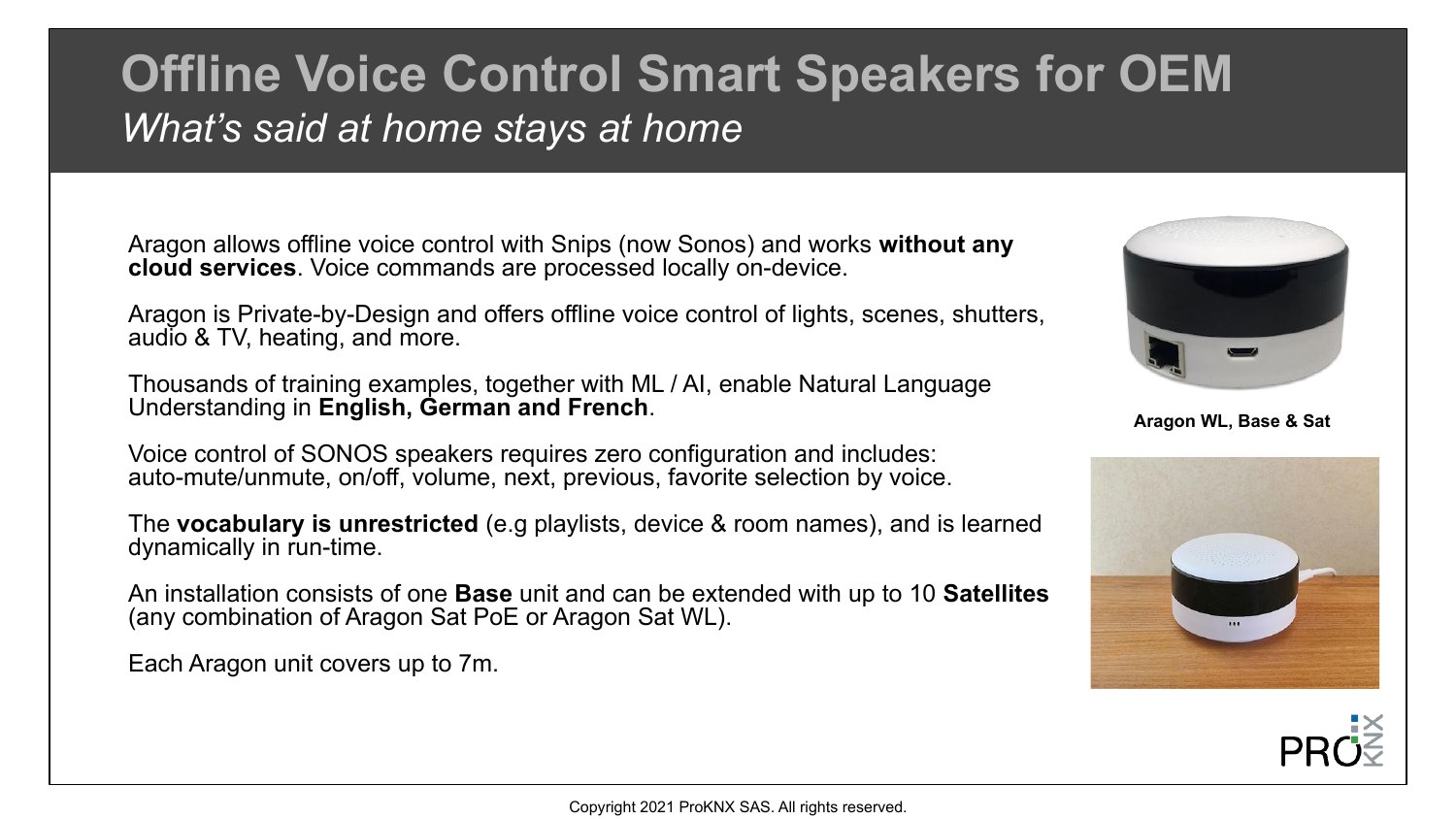# Offline Voice Control Smart Speakers for OEM

*What's said at home stays at home*

Aragon allows offline voice control with Snips (now Sonos) and works **without any cloud services**. Voice commands are processed locally on-device.

Aragon is Private-by-Design and offers offline voice control of lights, scenes, shutters, audio & TV, heating, and more.

Thousands of training examples, together with ML / AI, enable Natural Language Understanding in **English, German and French**.

Voice control of SONOS speakers requires zero configuration and includes: auto-mute/unmute, on/off, volume, next, previous, favorite selection by voice.

The **vocabulary is unrestricted** (e.g playlists, device & room names), and is learned dynamically in run-time.

An installation consists of one **Base** unit and can be extended with up to 10 **Satellites** (any combination of Aragon Sat PoE or Aragon Sat WL).

Each Aragon unit covers up to 7m.

**Aragon WL, Base & Sat**

Copyright 2021 ProKNX SAS. All rights reserved.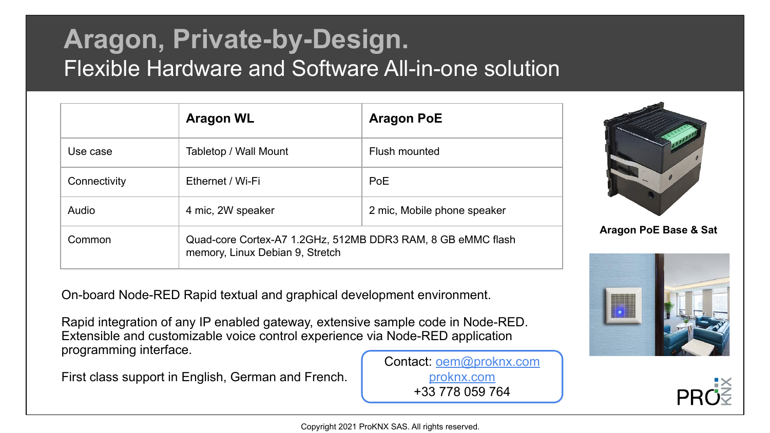# Aragon, Private-by-Design.

## Flexible Hardware and Software All-in-one solution

| | Aragon WL | Aragon PoE |
|---|---|---|
| Use case | Tabletop / Wall Mount | Flush mounted |
| Connectivity | Ethernet / Wi-Fi | PoE |
| Audio | 4 mic, 2W speaker | 2 mic, Mobile phone speaker |
| Common | Quad-core Cortex-A7 1.2GHz, 512MB DDR3 RAM, 8 GB eMMC flash memory, Linux Debian 9, Stretch | |

**Aragon PoE Base & Sat**

On-board Node-RED Rapid textual and graphical development environment.

Rapid integration of any IP enabled gateway, extensive sample code in Node-RED. Extensible and customizable voice control experience via Node-RED application programming interface.

First class support in English, German and French.

Contact: oem@proknx.com
proknx.com
+33 778 059 764

PRO KNX

Copyright 2021 ProKNX SAS. All rights reserved.